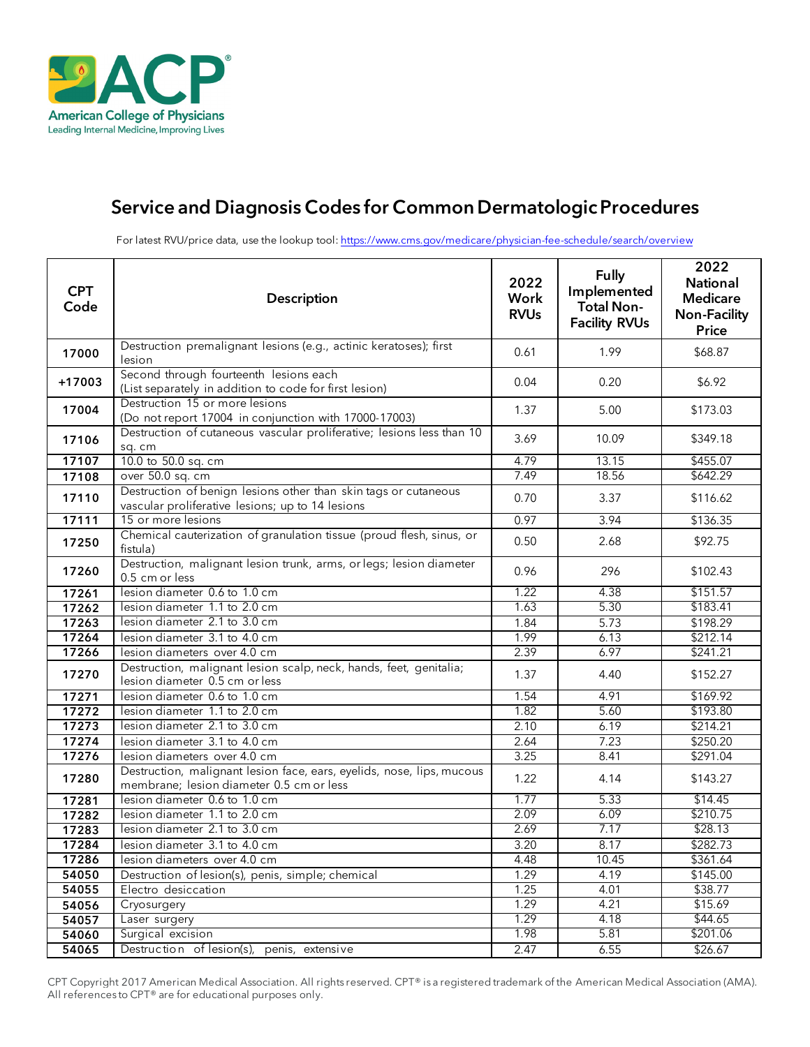American College of Physicians
Leading Internal Medicine, Improving Lives

# Service and Diagnosis Codes for Common Dermatologic Procedures

For latest RVU/price data, use the lookup tool: https://www.cms.gov/medicare/physician-fee-schedule/search/overview

| CPT Code | Description | 2022 Work RVUs | Fully Implemented Total Non-Facility RVUs | 2022 National Medicare Non-Facility Price |
|---|---|---|---|---|
| 17000 | Destruction premalignant lesions (e.g., actinic keratoses); first lesion | 0.61 | 1.99 | $68.87 |
| +17003 | Second through fourteenth lesions each (List separately in addition to code for first lesion) | 0.04 | 0.20 | $6.92 |
| 17004 | Destruction 15 or more lesions (Do not report 17004 in conjunction with 17000-17003) | 1.37 | 5.00 | $173.03 |
| 17106 | Destruction of cutaneous vascular proliferative; lesions less than 10 sq. cm | 3.69 | 10.09 | $349.18 |
| 17107 | 10.0 to 50.0 sq. cm | 4.79 | 13.15 | $455.07 |
| 17108 | over 50.0 sq. cm | 7.49 | 18.56 | $642.29 |
| 17110 | Destruction of benign lesions other than skin tags or cutaneous vascular proliferative lesions; up to 14 lesions | 0.70 | 3.37 | $116.62 |
| 17111 | 15 or more lesions | 0.97 | 3.94 | $136.35 |
| 17250 | Chemical cauterization of granulation tissue (proud flesh, sinus, or fistula) | 0.50 | 2.68 | $92.75 |
| 17260 | Destruction, malignant lesion trunk, arms, or legs; lesion diameter 0.5 cm or less | 0.96 | 296 | $102.43 |
| 17261 | lesion diameter 0.6 to 1.0 cm | 1.22 | 4.38 | $151.57 |
| 17262 | lesion diameter 1.1 to 2.0 cm | 1.63 | 5.30 | $183.41 |
| 17263 | lesion diameter 2.1 to 3.0 cm | 1.84 | 5.73 | $198.29 |
| 17264 | lesion diameter 3.1 to 4.0 cm | 1.99 | 6.13 | $212.14 |
| 17266 | lesion diameters over 4.0 cm | 2.39 | 6.97 | $241.21 |
| 17270 | Destruction, malignant lesion scalp, neck, hands, feet, genitalia; lesion diameter 0.5 cm or less | 1.37 | 4.40 | $152.27 |
| 17271 | lesion diameter 0.6 to 1.0 cm | 1.54 | 4.91 | $169.92 |
| 17272 | lesion diameter 1.1 to 2.0 cm | 1.82 | 5.60 | $193.80 |
| 17273 | lesion diameter 2.1 to 3.0 cm | 2.10 | 6.19 | $214.21 |
| 17274 | lesion diameter 3.1 to 4.0 cm | 2.64 | 7.23 | $250.20 |
| 17276 | lesion diameters over 4.0 cm | 3.25 | 8.41 | $291.04 |
| 17280 | Destruction, malignant lesion face, ears, eyelids, nose, lips, mucous membrane; lesion diameter 0.5 cm or less | 1.22 | 4.14 | $143.27 |
| 17281 | lesion diameter 0.6 to 1.0 cm | 1.77 | 5.33 | $14.45 |
| 17282 | lesion diameter 1.1 to 2.0 cm | 2.09 | 6.09 | $210.75 |
| 17283 | lesion diameter 2.1 to 3.0 cm | 2.69 | 7.17 | $28.13 |
| 17284 | lesion diameter 3.1 to 4.0 cm | 3.20 | 8.17 | $282.73 |
| 17286 | lesion diameters over 4.0 cm | 4.48 | 10.45 | $361.64 |
| 54050 | Destruction of lesion(s), penis, simple; chemical | 1.29 | 4.19 | $145.00 |
| 54055 | Electro desiccation | 1.25 | 4.01 | $38.77 |
| 54056 | Cryosurgery | 1.29 | 4.21 | $15.69 |
| 54057 | Laser surgery | 1.29 | 4.18 | $44.65 |
| 54060 | Surgical excision | 1.98 | 5.81 | $201.06 |
| 54065 | Destruction of lesion(s), penis, extensive | 2.47 | 6.55 | $26.67 |

CPT Copyright 2017 American Medical Association. All rights reserved. CPT® is a registered trademark of the American Medical Association (AMA). All references to CPT® are for educational purposes only.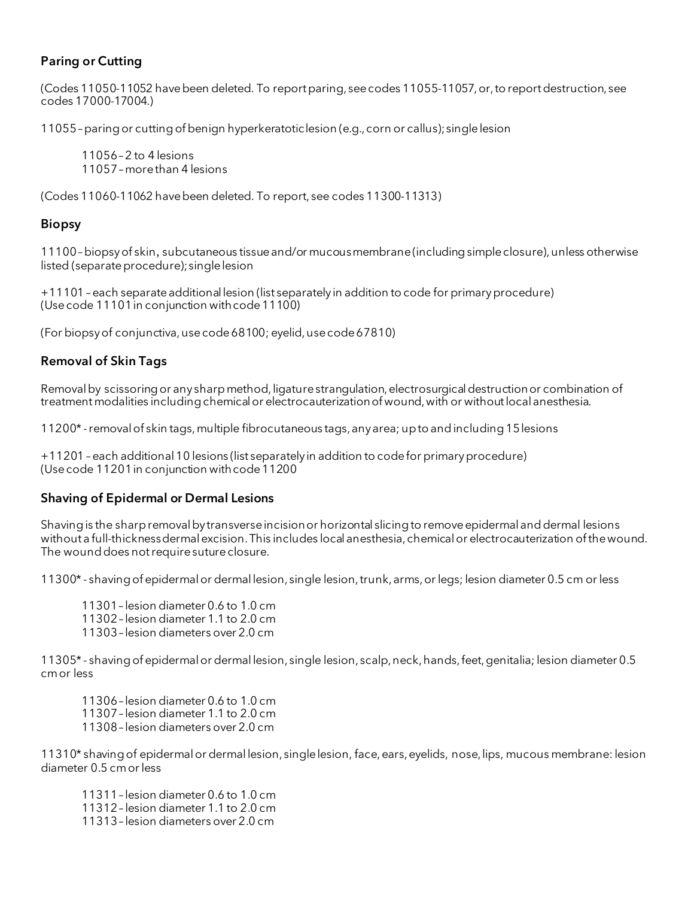### Paring or Cutting

(Codes 11050-11052 have been deleted. To report paring, see codes 11055-11057, or, to report destruction, see codes 17000-17004.)

11055 – paring or cutting of benign hyperkeratotic lesion (e.g., corn or callus); single lesion

> 11056 – 2 to 4 lesions
> 11057 – more than 4 lesions

(Codes 11060-11062 have been deleted. To report, see codes 11300-11313)

### Biopsy

11100 – biopsy of skin, subcutaneous tissue and/or mucous membrane (including simple closure), unless otherwise listed (separate procedure); single lesion

+11101 – each separate additional lesion (list separately in addition to code for primary procedure)
(Use code 11101 in conjunction with code 11100)

(For biopsy of conjunctiva, use code 68100; eyelid, use code 67810)

### Removal of Skin Tags

Removal by scissoring or any sharp method, ligature strangulation, electrosurgical destruction or combination of treatment modalities including chemical or electrocauterization of wound, with or without local anesthesia.

11200* - removal of skin tags, multiple fibrocutaneous tags, any area; up to and including 15 lesions

+11201 – each additional 10 lesions (list separately in addition to code for primary procedure)
(Use code 11201 in conjunction with code 11200

### Shaving of Epidermal or Dermal Lesions

Shaving is the sharp removal by transverse incision or horizontal slicing to remove epidermal and dermal lesions without a full-thickness dermal excision. This includes local anesthesia, chemical or electrocauterization of the wound. The wound does not require suture closure.

11300* - shaving of epidermal or dermal lesion, single lesion, trunk, arms, or legs; lesion diameter 0.5 cm or less

> 11301 – lesion diameter 0.6 to 1.0 cm
> 11302 – lesion diameter 1.1 to 2.0 cm
> 11303 – lesion diameters over 2.0 cm

11305* - shaving of epidermal or dermal lesion, single lesion, scalp, neck, hands, feet, genitalia; lesion diameter 0.5 cm or less

> 11306 – lesion diameter 0.6 to 1.0 cm
> 11307 – lesion diameter 1.1 to 2.0 cm
> 11308 – lesion diameters over 2.0 cm

11310* shaving of epidermal or dermal lesion, single lesion, face, ears, eyelids, nose, lips, mucous membrane: lesion diameter 0.5 cm or less

> 11311 – lesion diameter 0.6 to 1.0 cm
> 11312 – lesion diameter 1.1 to 2.0 cm
> 11313 – lesion diameters over 2.0 cm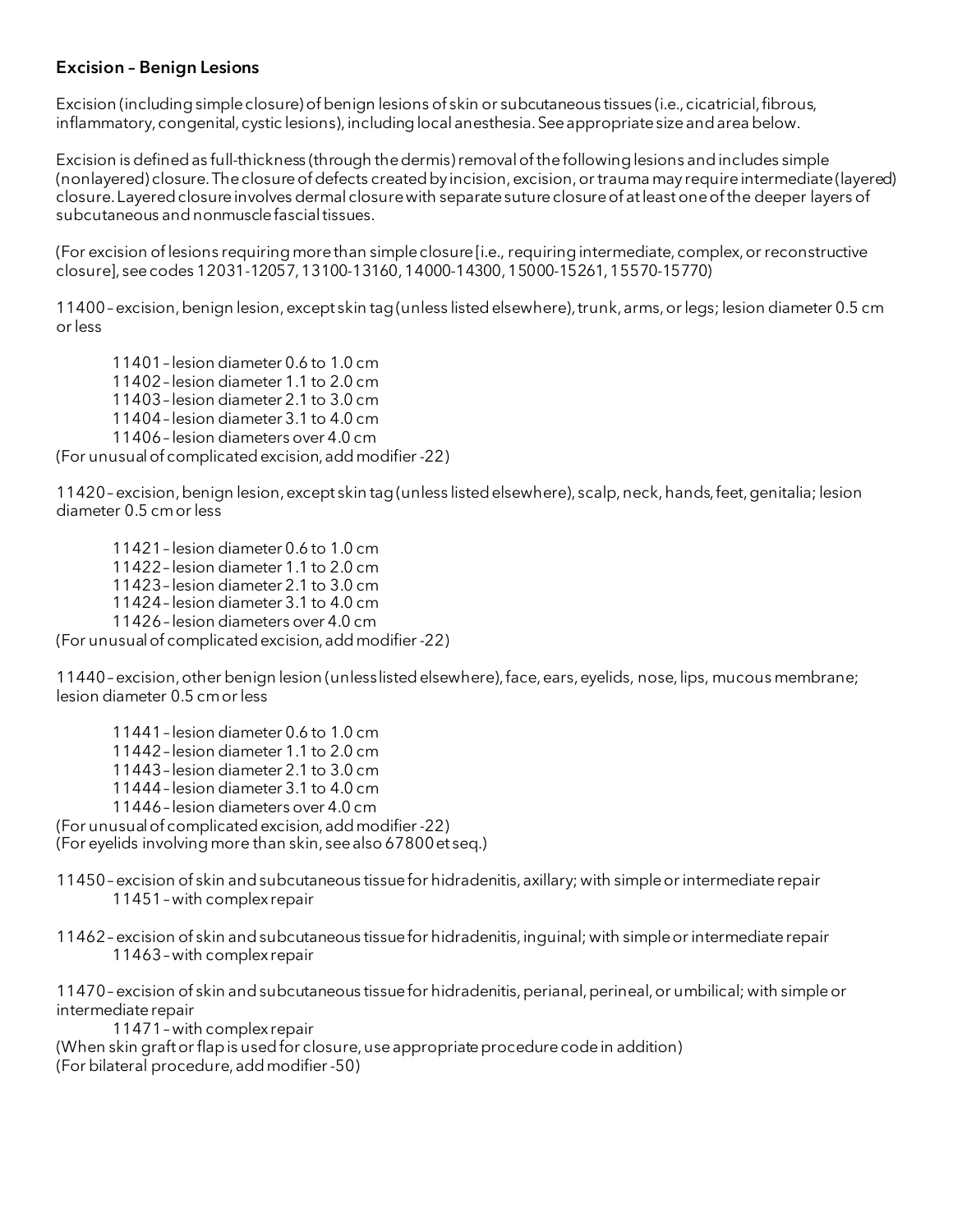**Excision – Benign Lesions**

Excision (including simple closure) of benign lesions of skin or subcutaneous tissues (i.e., cicatricial, fibrous, inflammatory, congenital, cystic lesions), including local anesthesia. See appropriate size and area below.

Excision is defined as full-thickness (through the dermis) removal of the following lesions and includes simple (nonlayered) closure. The closure of defects created by incision, excision, or trauma may require intermediate (layered) closure. Layered closure involves dermal closure with separate suture closure of at least one of the deeper layers of subcutaneous and nonmuscle fascial tissues.

(For excision of lesions requiring more than simple closure [i.e., requiring intermediate, complex, or reconstructive closure], see codes 12031-12057, 13100-13160, 14000-14300, 15000-15261, 15570-15770)

11400 – excision, benign lesion, except skin tag (unless listed elsewhere), trunk, arms, or legs; lesion diameter 0.5 cm or less

- 11401 – lesion diameter 0.6 to 1.0 cm
- 11402 – lesion diameter 1.1 to 2.0 cm
- 11403 – lesion diameter 2.1 to 3.0 cm
- 11404 – lesion diameter 3.1 to 4.0 cm
- 11406 – lesion diameters over 4.0 cm

(For unusual of complicated excision, add modifier -22)

11420 – excision, benign lesion, except skin tag (unless listed elsewhere), scalp, neck, hands, feet, genitalia; lesion diameter 0.5 cm or less

- 11421 – lesion diameter 0.6 to 1.0 cm
- 11422 – lesion diameter 1.1 to 2.0 cm
- 11423 – lesion diameter 2.1 to 3.0 cm
- 11424 – lesion diameter 3.1 to 4.0 cm
- 11426 – lesion diameters over 4.0 cm

(For unusual of complicated excision, add modifier -22)

11440 – excision, other benign lesion (unless listed elsewhere), face, ears, eyelids, nose, lips, mucous membrane; lesion diameter 0.5 cm or less

- 11441 – lesion diameter 0.6 to 1.0 cm
- 11442 – lesion diameter 1.1 to 2.0 cm
- 11443 – lesion diameter 2.1 to 3.0 cm
- 11444 – lesion diameter 3.1 to 4.0 cm
- 11446 – lesion diameters over 4.0 cm

(For unusual of complicated excision, add modifier -22)
(For eyelids involving more than skin, see also 67800 et seq.)

11450 – excision of skin and subcutaneous tissue for hidradenitis, axillary; with simple or intermediate repair

- 11451 – with complex repair

11462 – excision of skin and subcutaneous tissue for hidradenitis, inguinal; with simple or intermediate repair

- 11463 – with complex repair

11470 – excision of skin and subcutaneous tissue for hidradenitis, perianal, perineal, or umbilical; with simple or intermediate repair

- 11471 – with complex repair

(When skin graft or flap is used for closure, use appropriate procedure code in addition)
(For bilateral procedure, add modifier -50)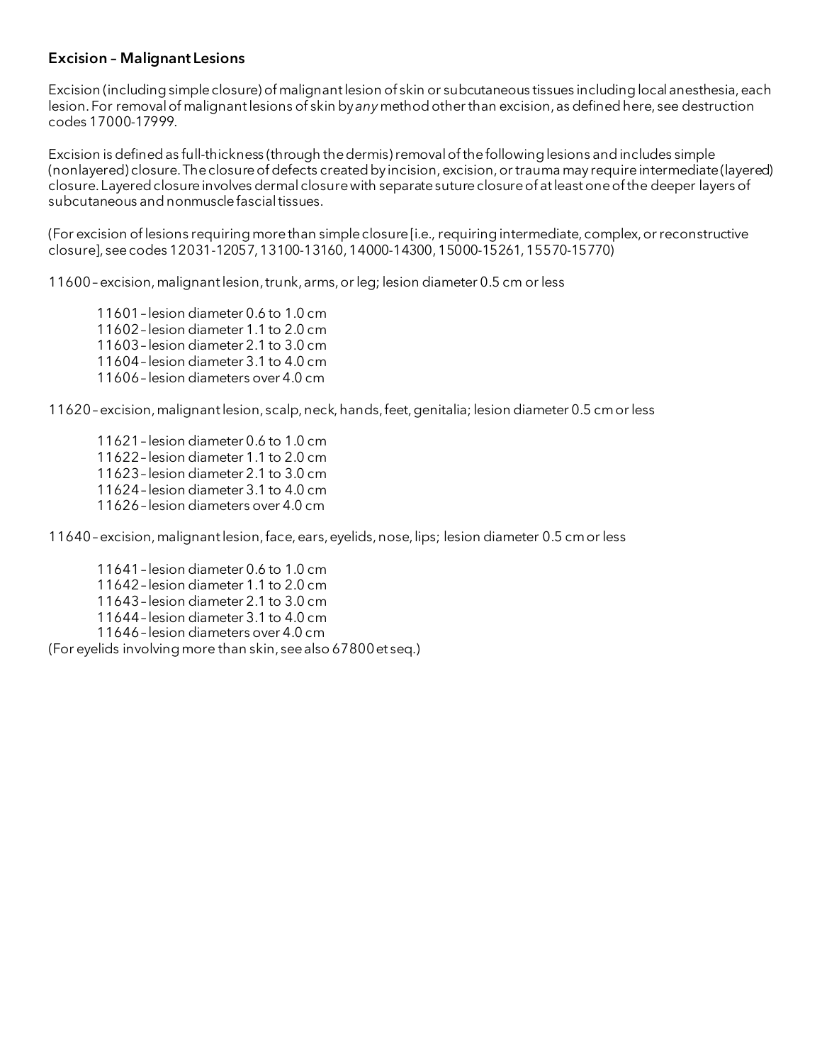## Excision – Malignant Lesions

Excision (including simple closure) of malignant lesion of skin or subcutaneous tissues including local anesthesia, each lesion. For removal of malignant lesions of skin by *any* method other than excision, as defined here, see destruction codes 17000-17999.

Excision is defined as full-thickness (through the dermis) removal of the following lesions and includes simple (nonlayered) closure. The closure of defects created by incision, excision, or trauma may require intermediate (layered) closure. Layered closure involves dermal closure with separate suture closure of at least one of the deeper layers of subcutaneous and nonmuscle fascial tissues.

(For excision of lesions requiring more than simple closure [i.e., requiring intermediate, complex, or reconstructive closure], see codes 12031-12057, 13100-13160, 14000-14300, 15000-15261, 15570-15770)

11600 – excision, malignant lesion, trunk, arms, or leg; lesion diameter 0.5 cm or less

- 11601 – lesion diameter 0.6 to 1.0 cm
- 11602 – lesion diameter 1.1 to 2.0 cm
- 11603 – lesion diameter 2.1 to 3.0 cm
- 11604 – lesion diameter 3.1 to 4.0 cm
- 11606 – lesion diameters over 4.0 cm

11620 – excision, malignant lesion, scalp, neck, hands, feet, genitalia; lesion diameter 0.5 cm or less

- 11621 – lesion diameter 0.6 to 1.0 cm
- 11622 – lesion diameter 1.1 to 2.0 cm
- 11623 – lesion diameter 2.1 to 3.0 cm
- 11624 – lesion diameter 3.1 to 4.0 cm
- 11626 – lesion diameters over 4.0 cm

11640 – excision, malignant lesion, face, ears, eyelids, nose, lips; lesion diameter 0.5 cm or less

- 11641 – lesion diameter 0.6 to 1.0 cm
- 11642 – lesion diameter 1.1 to 2.0 cm
- 11643 – lesion diameter 2.1 to 3.0 cm
- 11644 – lesion diameter 3.1 to 4.0 cm
- 11646 – lesion diameters over 4.0 cm

(For eyelids involving more than skin, see also 67800 et seq.)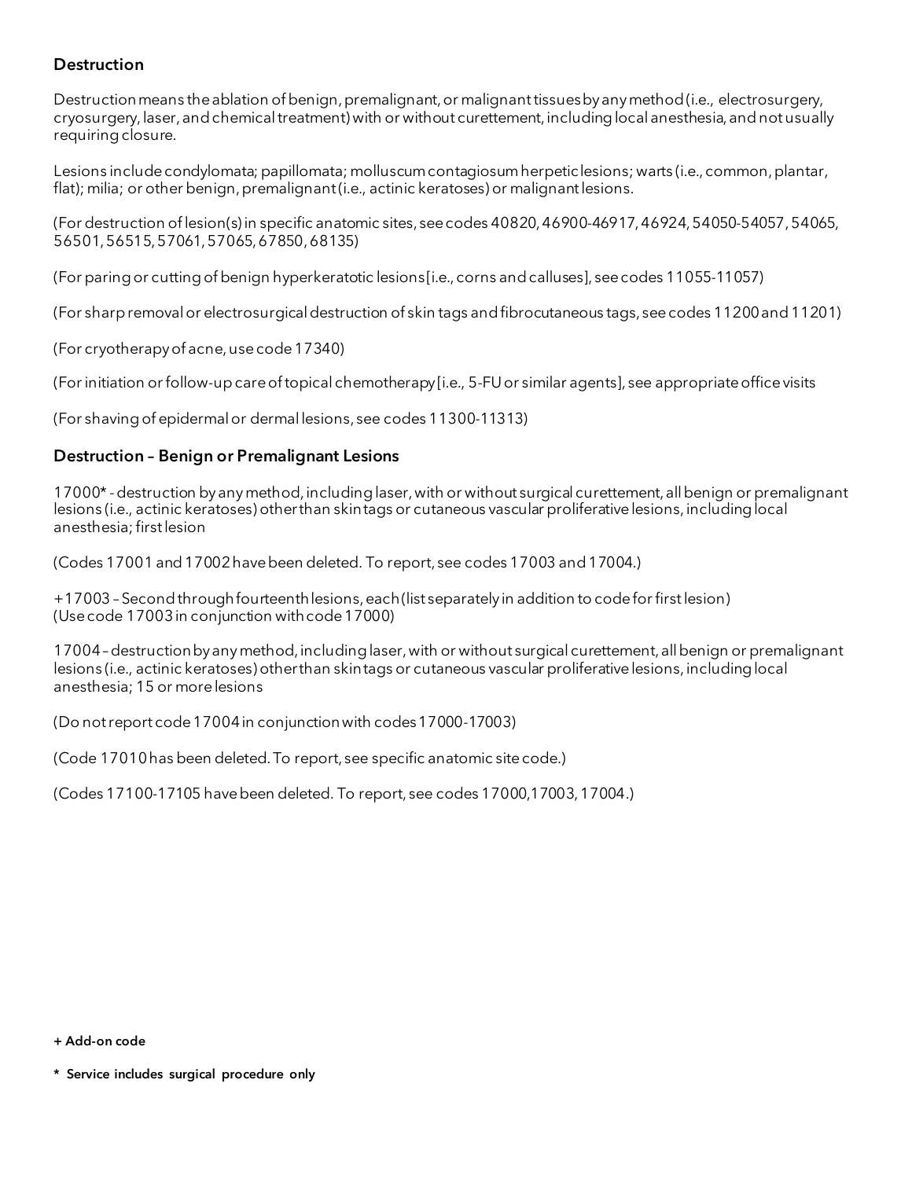### Destruction

Destruction means the ablation of benign, premalignant, or malignant tissues by any method (i.e., electrosurgery, cryosurgery, laser, and chemical treatment) with or without curettement, including local anesthesia, and not usually requiring closure.

Lesions include condylomata; papillomata; molluscum contagiosum herpetic lesions; warts (i.e., common, plantar, flat); milia; or other benign, premalignant (i.e., actinic keratoses) or malignant lesions.

(For destruction of lesion(s) in specific anatomic sites, see codes 40820, 46900-46917, 46924, 54050-54057, 54065, 56501, 56515, 57061, 57065, 67850, 68135)

(For paring or cutting of benign hyperkeratotic lesions [i.e., corns and calluses], see codes 11055-11057)

(For sharp removal or electrosurgical destruction of skin tags and fibrocutaneous tags, see codes 11200 and 11201)

(For cryotherapy of acne, use code 17340)

(For initiation or follow-up care of topical chemotherapy [i.e., 5-FU or similar agents], see appropriate office visits

(For shaving of epidermal or dermal lesions, see codes 11300-11313)

### Destruction – Benign or Premalignant Lesions

17000* - destruction by any method, including laser, with or without surgical curettement, all benign or premalignant lesions (i.e., actinic keratoses) other than skin tags or cutaneous vascular proliferative lesions, including local anesthesia; first lesion

(Codes 17001 and 17002 have been deleted. To report, see codes 17003 and 17004.)

+17003 – Second through fourteenth lesions, each (list separately in addition to code for first lesion)
(Use code 17003 in conjunction with code 17000)

17004 – destruction by any method, including laser, with or without surgical curettement, all benign or premalignant lesions (i.e., actinic keratoses) other than skin tags or cutaneous vascular proliferative lesions, including local anesthesia; 15 or more lesions

(Do not report code 17004 in conjunction with codes 17000-17003)

(Code 17010 has been deleted. To report, see specific anatomic site code.)

(Codes 17100-17105 have been deleted. To report, see codes 17000, 17003, 17004.)

**+ Add-on code**

**\* Service includes surgical procedure only**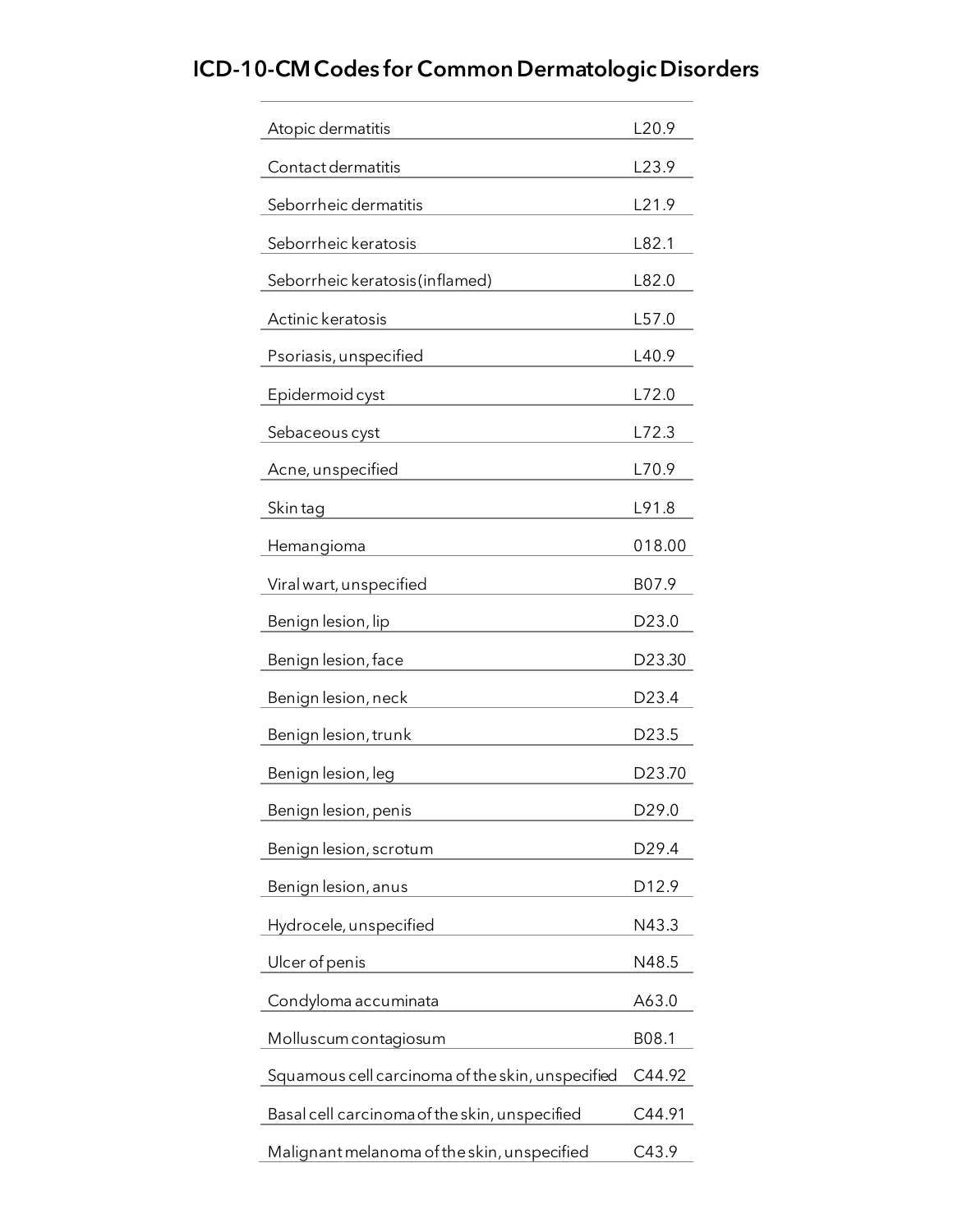# ICD-10-CM Codes for Common Dermatologic Disorders

| | |
|---|---|
| Atopic dermatitis | L20.9 |
| Contact dermatitis | L23.9 |
| Seborrheic dermatitis | L21.9 |
| Seborrheic keratosis | L82.1 |
| Seborrheic keratosis (inflamed) | L82.0 |
| Actinic keratosis | L57.0 |
| Psoriasis, unspecified | L40.9 |
| Epidermoid cyst | L72.0 |
| Sebaceous cyst | L72.3 |
| Acne, unspecified | L70.9 |
| Skin tag | L91.8 |
| Hemangioma | 018.00 |
| Viral wart, unspecified | B07.9 |
| Benign lesion, lip | D23.0 |
| Benign lesion, face | D23.30 |
| Benign lesion, neck | D23.4 |
| Benign lesion, trunk | D23.5 |
| Benign lesion, leg | D23.70 |
| Benign lesion, penis | D29.0 |
| Benign lesion, scrotum | D29.4 |
| Benign lesion, anus | D12.9 |
| Hydrocele, unspecified | N43.3 |
| Ulcer of penis | N48.5 |
| Condyloma accuminata | A63.0 |
| Molluscum contagiosum | B08.1 |
| Squamous cell carcinoma of the skin, unspecified | C44.92 |
| Basal cell carcinoma of the skin, unspecified | C44.91 |
| Malignant melanoma of the skin, unspecified | C43.9 |